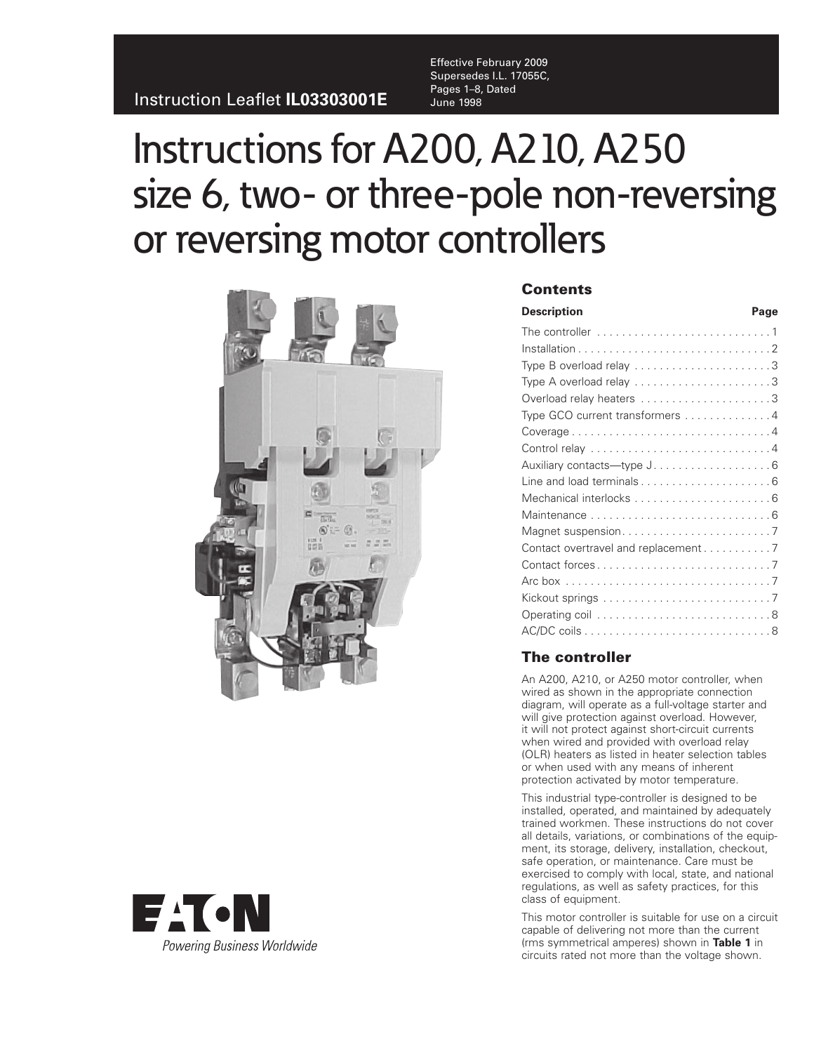Instruction Leaflet **IL03303001E**

Effective February 2009
Supersedes I.L. 17055C,
Pages 1–8, Dated
June 1998

# Instructions for A200, A210, A250 size 6, two- or three-pole non-reversing or reversing motor controllers

## Contents

| Description | Page |
|---|---|
| The controller | 1 |
| Installation | 2 |
| Type B overload relay | 3 |
| Type A overload relay | 3 |
| Overload relay heaters | 3 |
| Type GCO current transformers | 4 |
| Coverage | 4 |
| Control relay | 4 |
| Auxiliary contacts—type J | 6 |
| Line and load terminals | 6 |
| Mechanical interlocks | 6 |
| Maintenance | 6 |
| Magnet suspension | 7 |
| Contact overtravel and replacement | 7 |
| Contact forces | 7 |
| Arc box | 7 |
| Kickout springs | 7 |
| Operating coil | 8 |
| AC/DC coils | 8 |

## The controller

An A200, A210, or A250 motor controller, when wired as shown in the appropriate connection diagram, will operate as a full-voltage starter and will give protection against overload. However, it will not protect against short-circuit currents when wired and provided with overload relay (OLR) heaters as listed in heater selection tables or when used with any means of inherent protection activated by motor temperature.

This industrial type-controller is designed to be installed, operated, and maintained by adequately trained workmen. These instructions do not cover all details, variations, or combinations of the equipment, its storage, delivery, installation, checkout, safe operation, or maintenance. Care must be exercised to comply with local, state, and national regulations, as well as safety practices, for this class of equipment.

This motor controller is suitable for use on a circuit capable of delivering not more than the current (rms symmetrical amperes) shown in **Table 1** in circuits rated not more than the voltage shown.

EATON
*Powering Business Worldwide*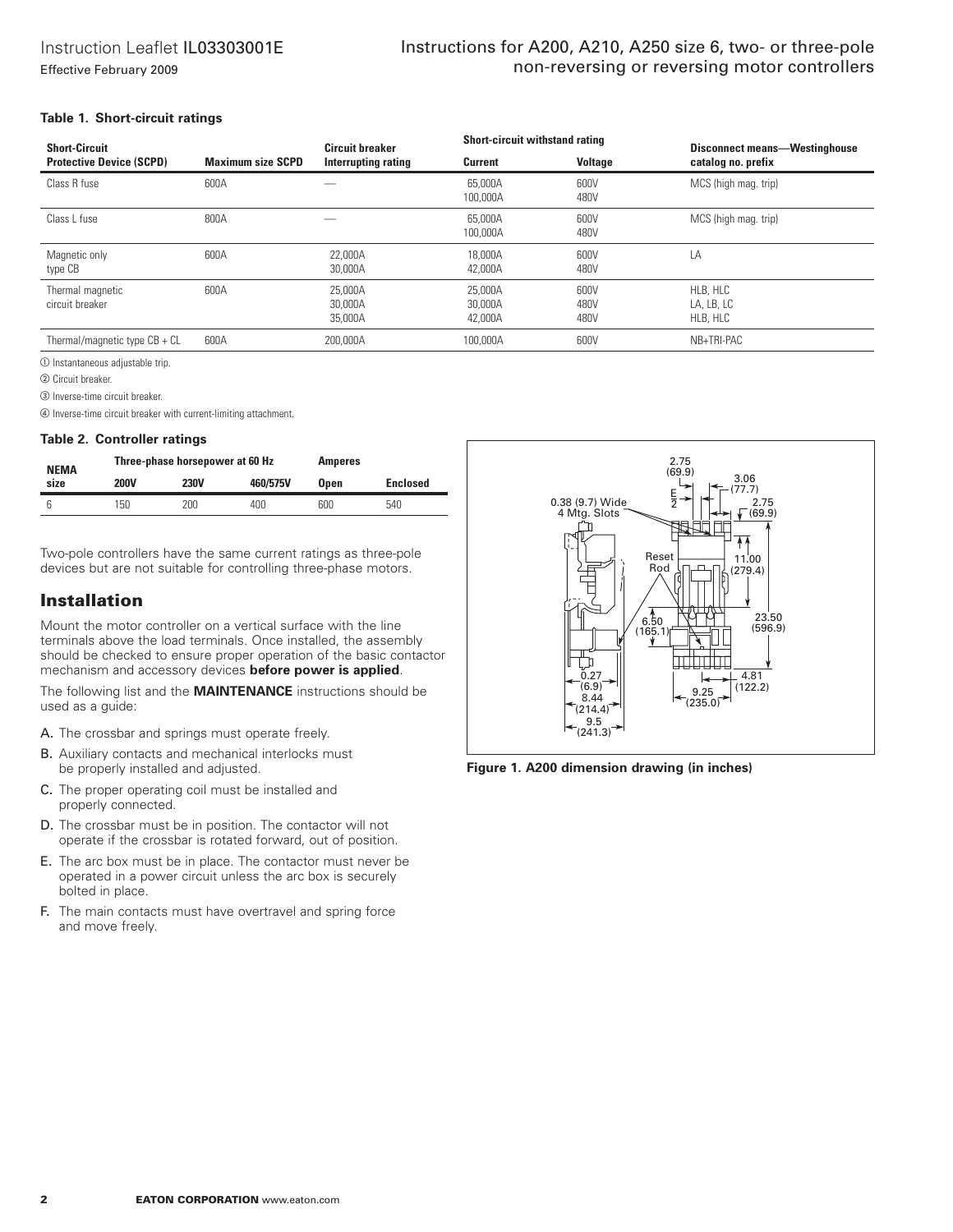**Table 1. Short-circuit ratings**

| Short-Circuit Protective Device (SCPD) | Maximum size SCPD | Circuit breaker Interrupting rating | Short-circuit withstand rating | | Disconnect means—Westinghouse catalog no. prefix |
|---|---|---|---|---|---|
| | | | Current | Voltage | |
| Class R fuse | 600A | — | 65,000A<br>100,000A | 600V<br>480V | MCS (high mag. trip) |
| Class L fuse | 800A | — | 65,000A<br>100,000A | 600V<br>480V | MCS (high mag. trip) |
| Magnetic only type CB | 600A | 22,000A<br>30,000A | 18,000A<br>42,000A | 600V<br>480V | LA |
| Thermal magnetic circuit breaker | 600A | 25,000A<br>30,000A<br>35,000A | 25,000A<br>30,000A<br>42,000A | 600V<br>480V<br>480V | HLB, HLC<br>LA, LB, LC<br>HLB, HLC |
| Thermal/magnetic type CB + CL | 600A | 200,000A | 100,000A | 600V | NB+TRI-PAC |

① Instantaneous adjustable trip.

② Circuit breaker.

③ Inverse-time circuit breaker.

④ Inverse-time circuit breaker with current-limiting attachment.

**Table 2. Controller ratings**

| NEMA size | Three-phase horsepower at 60 Hz | | | Amperes | |
|---|---|---|---|---|---|
| | 200V | 230V | 460/575V | Open | Enclosed |
| 6 | 150 | 200 | 400 | 600 | 540 |

Two-pole controllers have the same current ratings as three-pole devices but are not suitable for controlling three-phase motors.

## Installation

Mount the motor controller on a vertical surface with the line terminals above the load terminals. Once installed, the assembly should be checked to ensure proper operation of the basic contactor mechanism and accessory devices **before power is applied**.

The following list and the **MAINTENANCE** instructions should be used as a guide:

A. The crossbar and springs must operate freely.

B. Auxiliary contacts and mechanical interlocks must be properly installed and adjusted.

C. The proper operating coil must be installed and properly connected.

D. The crossbar must be in position. The contactor will not operate if the crossbar is rotated forward, out of position.

E. The arc box must be in place. The contactor must never be operated in a power circuit unless the arc box is securely bolted in place.

F. The main contacts must have overtravel and spring force and move freely.

**Figure 1. A200 dimension drawing (in inches)**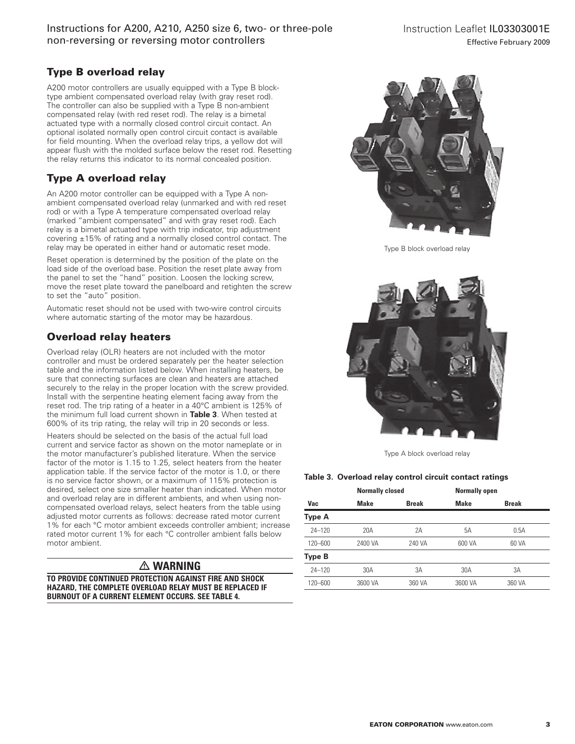## Type B overload relay

A200 motor controllers are usually equipped with a Type B block-type ambient compensated overload relay (with gray reset rod). The controller can also be supplied with a Type B non-ambient compensated relay (with red reset rod). The relay is a bimetal actuated type with a normally closed control circuit contact. An optional isolated normally open control circuit contact is available for field mounting. When the overload relay trips, a yellow dot will appear flush with the molded surface below the reset rod. Resetting the relay returns this indicator to its normal concealed position.

## Type A overload relay

An A200 motor controller can be equipped with a Type A non-ambient compensated overload relay (unmarked and with red reset rod) or with a Type A temperature compensated overload relay (marked "ambient compensated" and with gray reset rod). Each relay is a bimetal actuated type with trip indicator, trip adjustment covering ±15% of rating and a normally closed control contact. The relay may be operated in either hand or automatic reset mode.

Reset operation is determined by the position of the plate on the load side of the overload base. Position the reset plate away from the panel to set the "hand" position. Loosen the locking screw, move the reset plate toward the panelboard and retighten the screw to set the "auto" position.

Automatic reset should not be used with two-wire control circuits where automatic starting of the motor may be hazardous.

## Overload relay heaters

Overload relay (OLR) heaters are not included with the motor controller and must be ordered separately per the heater selection table and the information listed below. When installing heaters, be sure that connecting surfaces are clean and heaters are attached securely to the relay in the proper location with the screw provided. Install with the serpentine heating element facing away from the reset rod. The trip rating of a heater in a 40°C ambient is 125% of the minimum full load current shown in **Table 3**. When tested at 600% of its trip rating, the relay will trip in 20 seconds or less.

Heaters should be selected on the basis of the actual full load current and service factor as shown on the motor nameplate or in the motor manufacturer's published literature. When the service factor of the motor is 1.15 to 1.25, select heaters from the heater application table. If the service factor of the motor is 1.0, or there is no service factor shown, or a maximum of 115% protection is desired, select one size smaller heater than indicated. When motor and overload relay are in different ambients, and when using non-compensated overload relays, select heaters from the table using adjusted motor currents as follows: decrease rated motor current 1% for each °C motor ambient exceeds controller ambient; increase rated motor current 1% for each °C controller ambient falls below motor ambient.

**⚠ WARNING**

**TO PROVIDE CONTINUED PROTECTION AGAINST FIRE AND SHOCK HAZARD, THE COMPLETE OVERLOAD RELAY MUST BE REPLACED IF BURNOUT OF A CURRENT ELEMENT OCCURS. SEE TABLE 4.**

Type B block overload relay

Type A block overload relay

**Table 3. Overload relay control circuit contact ratings**

| | Normally closed | | Normally open | |
|---|---|---|---|---|
| **Vac** | **Make** | **Break** | **Make** | **Break** |
| **Type A** | | | | |
| 24–120 | 20A | 2A | 5A | 0.5A |
| 120–600 | 2400 VA | 240 VA | 600 VA | 60 VA |
| **Type B** | | | | |
| 24–120 | 30A | 3A | 30A | 3A |
| 120–600 | 3600 VA | 360 VA | 3600 VA | 360 VA |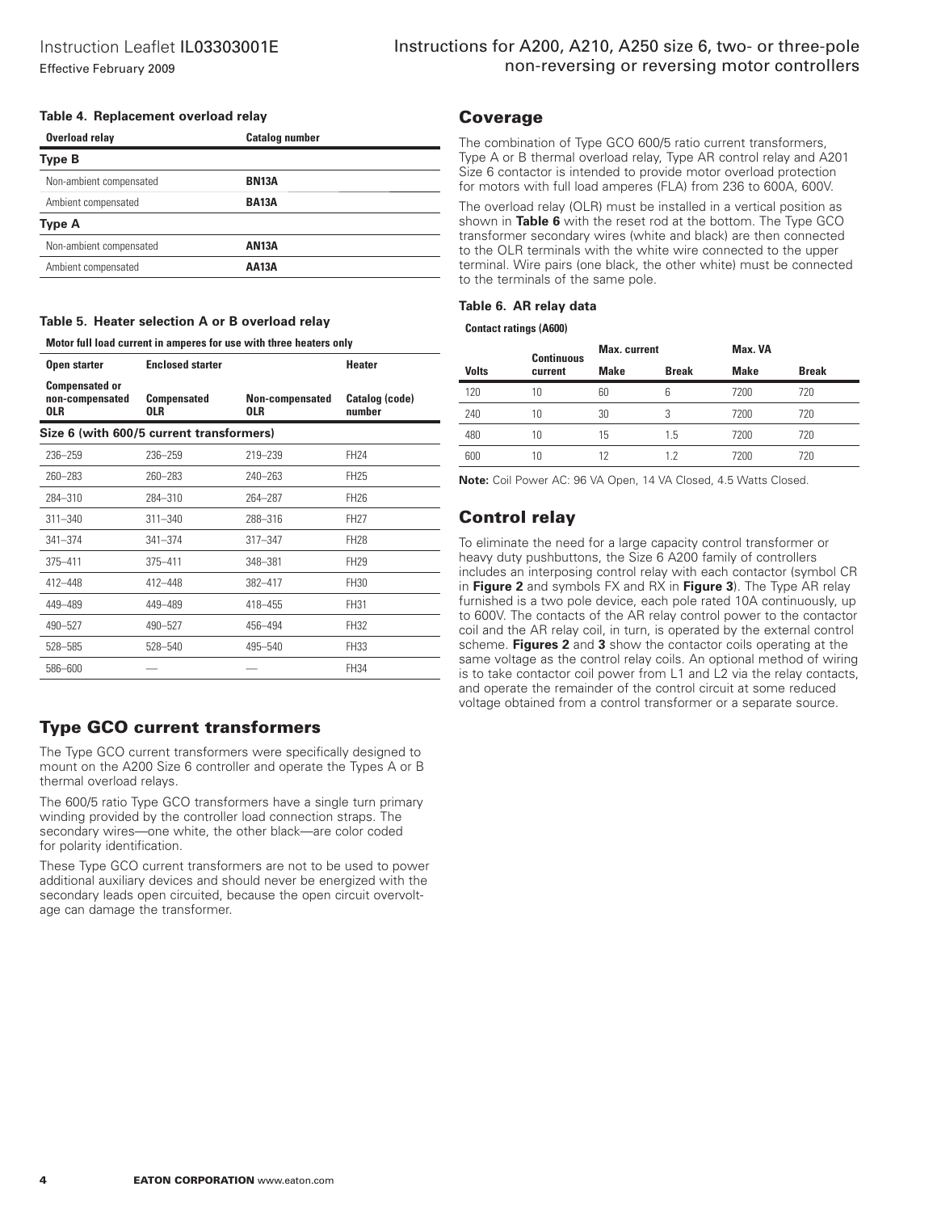**Table 4. Replacement overload relay**

| Overload relay | Catalog number |
| --- | --- |
| **Type B** | |
| Non-ambient compensated | **BN13A** |
| Ambient compensated | **BA13A** |
| **Type A** | |
| Non-ambient compensated | **AN13A** |
| Ambient compensated | **AA13A** |

**Table 5. Heater selection A or B overload relay**

**Motor full load current in amperes for use with three heaters only**

| Open starter | Enclosed starter | | Heater |
| --- | --- | --- | --- |
| **Compensated or non-compensated OLR** | **Compensated OLR** | **Non-compensated OLR** | **Catalog (code) number** |
| **Size 6 (with 600/5 current transformers)** | | | |
| 236–259 | 236–259 | 219–239 | FH24 |
| 260–283 | 260–283 | 240–263 | FH25 |
| 284–310 | 284–310 | 264–287 | FH26 |
| 311–340 | 311–340 | 288–316 | FH27 |
| 341–374 | 341–374 | 317–347 | FH28 |
| 375–411 | 375–411 | 348–381 | FH29 |
| 412–448 | 412–448 | 382–417 | FH30 |
| 449–489 | 449–489 | 418–455 | FH31 |
| 490–527 | 490–527 | 456–494 | FH32 |
| 528–585 | 528–540 | 495–540 | FH33 |
| 586–600 | — | — | FH34 |

## Type GCO current transformers

The Type GCO current transformers were specifically designed to mount on the A200 Size 6 controller and operate the Types A or B thermal overload relays.

The 600/5 ratio Type GCO transformers have a single turn primary winding provided by the controller load connection straps. The secondary wires—one white, the other black—are color coded for polarity identification.

These Type GCO current transformers are not to be used to power additional auxiliary devices and should never be energized with the secondary leads open circuited, because the open circuit overvoltage can damage the transformer.

## Coverage

The combination of Type GCO 600/5 ratio current transformers, Type A or B thermal overload relay, Type AR control relay and A201 Size 6 contactor is intended to provide motor overload protection for motors with full load amperes (FLA) from 236 to 600A, 600V.

The overload relay (OLR) must be installed in a vertical position as shown in **Table 6** with the reset rod at the bottom. The Type GCO transformer secondary wires (white and black) are then connected to the OLR terminals with the white wire connected to the upper terminal. Wire pairs (one black, the other white) must be connected to the terminals of the same pole.

**Table 6. AR relay data**

**Contact ratings (A600)**

| Volts | Continuous current | Max. current | | Max. VA | |
| --- | --- | --- | --- | --- | --- |
| | | **Make** | **Break** | **Make** | **Break** |
| 120 | 10 | 60 | 6 | 7200 | 720 |
| 240 | 10 | 30 | 3 | 7200 | 720 |
| 480 | 10 | 15 | 1.5 | 7200 | 720 |
| 600 | 10 | 12 | 1.2 | 7200 | 720 |

**Note:** Coil Power AC: 96 VA Open, 14 VA Closed, 4.5 Watts Closed.

## Control relay

To eliminate the need for a large capacity control transformer or heavy duty pushbuttons, the Size 6 A200 family of controllers includes an interposing control relay with each contactor (symbol CR in **Figure 2** and symbols FX and RX in **Figure 3**). The Type AR relay furnished is a two pole device, each pole rated 10A continuously, up to 600V. The contacts of the AR relay control power to the contactor coil and the AR relay coil, in turn, is operated by the external control scheme. **Figures 2** and **3** show the contactor coils operating at the same voltage as the control relay coils. An optional method of wiring is to take contactor coil power from L1 and L2 via the relay contacts, and operate the remainder of the control circuit at some reduced voltage obtained from a control transformer or a separate source.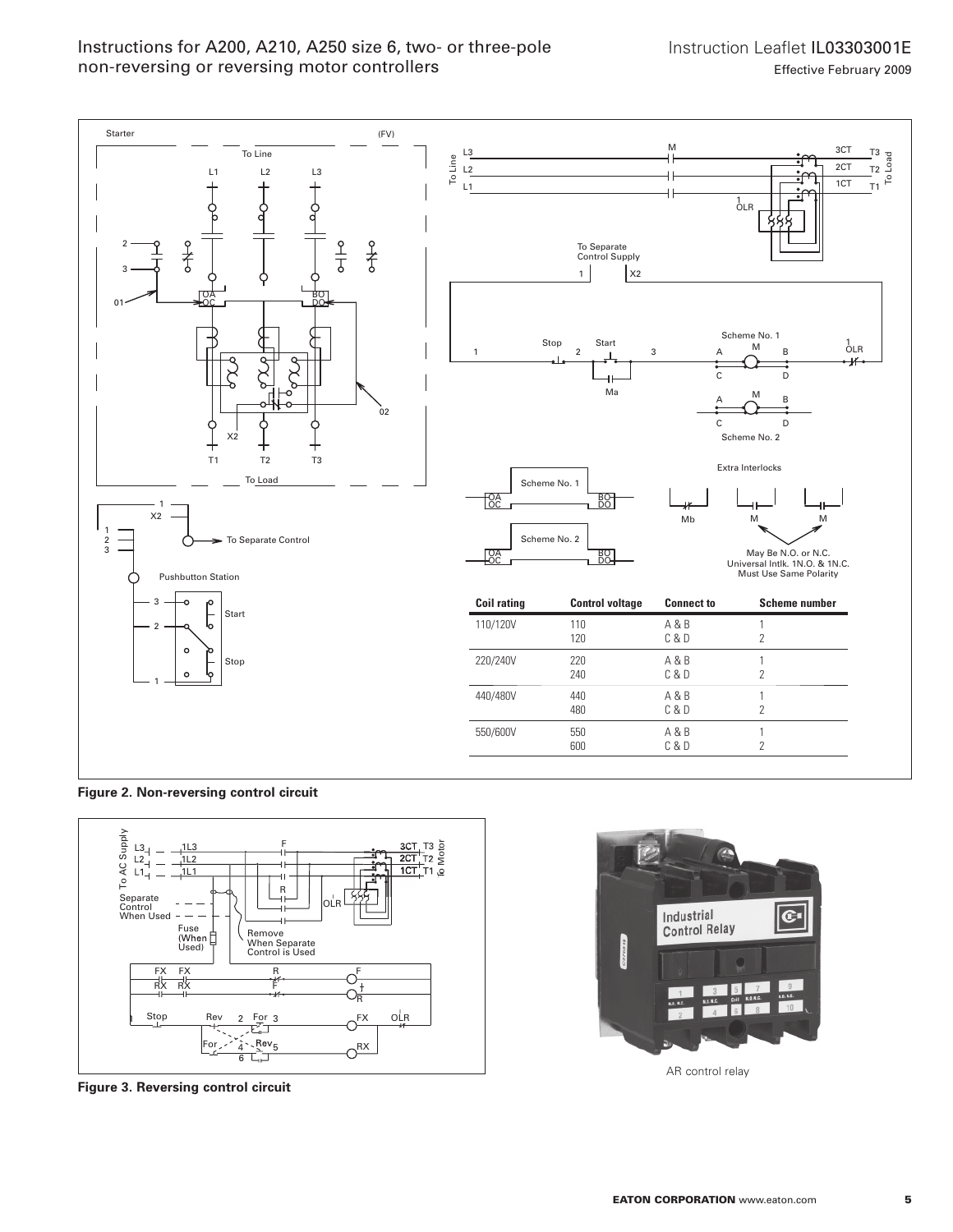| Coil rating | Control voltage | Connect to | Scheme number |
| --- | --- | --- | --- |
| 110/120V | 110 | A & B | 1 |
| | 120 | C & D | 2 |
| 220/240V | 220 | A & B | 1 |
| | 240 | C & D | 2 |
| 440/480V | 440 | A & B | 1 |
| | 480 | C & D | 2 |
| 550/600V | 550 | A & B | 1 |
| | 600 | C & D | 2 |

**Figure 2. Non-reversing control circuit**

**Figure 3. Reversing control circuit**

AR control relay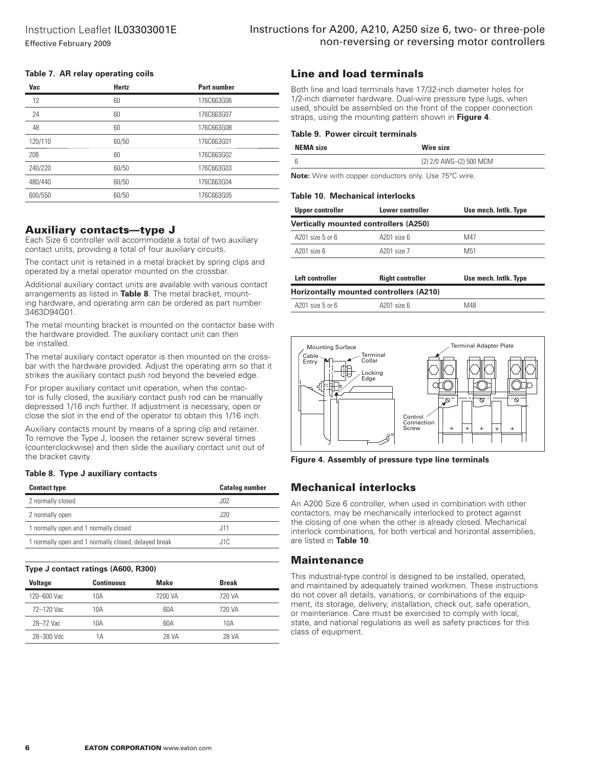**Table 7. AR relay operating coils**

| Vac | Hertz | Part number |
|---|---|---|
| 12 | 60 | 176C663G06 |
| 24 | 60 | 176C663G07 |
| 48 | 60 | 176C663G08 |
| 120/110 | 60/50 | 176C663G01 |
| 208 | 60 | 176C663G02 |
| 240/220 | 60/50 | 176C663G03 |
| 480/440 | 60/50 | 176C663G04 |
| 600/550 | 60/50 | 176C663G05 |

## Auxiliary contacts—type J

Each Size 6 controller will accommodate a total of two auxiliary contact units, providing a total of four auxiliary circuits.

The contact unit is retained in a metal bracket by spring clips and operated by a metal operator mounted on the crossbar.

Additional auxiliary contact units are available with various contact arrangements as listed in **Table 8**. The metal bracket, mounting hardware, and operating arm can be ordered as part number 3463D94G01.

The metal mounting bracket is mounted on the contactor base with the hardware provided. The auxiliary contact unit can then be installed.

The metal auxiliary contact operator is then mounted on the crossbar with the hardware provided. Adjust the operating arm so that it strikes the auxiliary contact push rod beyond the beveled edge.

For proper auxiliary contact unit operation, when the contactor is fully closed, the auxiliary contact push rod can be manually depressed 1/16 inch further. If adjustment is necessary, open or close the slot in the end of the operator to obtain this 1/16 inch.

Auxiliary contacts mount by means of a spring clip and retainer. To remove the Type J, loosen the retainer screw several times (counterclockwise) and then slide the auxiliary contact unit out of the bracket cavity.

**Table 8. Type J auxiliary contacts**

| Contact type | Catalog number |
|---|---|
| 2 normally closed | J02 |
| 2 normally open | J20 |
| 1 normally open and 1 normally closed | J11 |
| 1 normally open and 1 normally closed, delayed break | J1C |

**Type J contact ratings (A600, R300)**

| Voltage | Continuous | Make | Break |
|---|---|---|---|
| 120–600 Vac | 10A | 7200 VA | 720 VA |
| 72–120 Vac | 10A | 60A | 720 VA |
| 28–72 Vac | 10A | 60A | 10A |
| 28–300 Vdc | 1A | 28 VA | 28 VA |

## Line and load terminals

Both line and load terminals have 17/32-inch diameter holes for 1/2-inch diameter hardware. Dual-wire pressure type lugs, when used, should be assembled on the front of the copper connection straps, using the mounting pattern shown in **Figure 4**.

**Table 9. Power circuit terminals**

| NEMA size | Wire size |
|---|---|
| 6 | (2) 2/0 AWG–(2) 500 MCM |

**Note:** Wire with copper conductors only. Use 75°C wire.

**Table 10. Mechanical interlocks**

| Upper controller | Lower controller | Use mech. Intlk. Type |
|---|---|---|
| **Vertically mounted controllers (A250)** | | |
| A201 size 5 or 6 | A201 size 6 | M47 |
| A201 size 6 | A201 size 7 | M51 |
| **Left controller** | **Right controller** | **Use mech. Intlk. Type** |
| **Horizontally mounted controllers (A210)** | | |
| A201 size 5 or 6 | A201 size 6 | M48 |

Mounting Surface, Cable Entry, Terminal Collar, Locking Edge, Terminal Adapter Plate, Control Connection Screw

**Figure 4. Assembly of pressure type line terminals**

## Mechanical interlocks

An A200 Size 6 controller, when used in combination with other contactors, may be mechanically interlocked to protect against the closing of one when the other is already closed. Mechanical interlock combinations, for both vertical and horizontal assemblies, are listed in **Table 10**.

## Maintenance

This industrial-type control is designed to be installed, operated, and maintained by adequately trained workmen. These instructions do not cover all details, variations, or combinations of the equipment, its storage, delivery, installation, check out, safe operation, or maintenance. Care must be exercised to comply with local, state, and national regulations as well as safety practices for this class of equipment.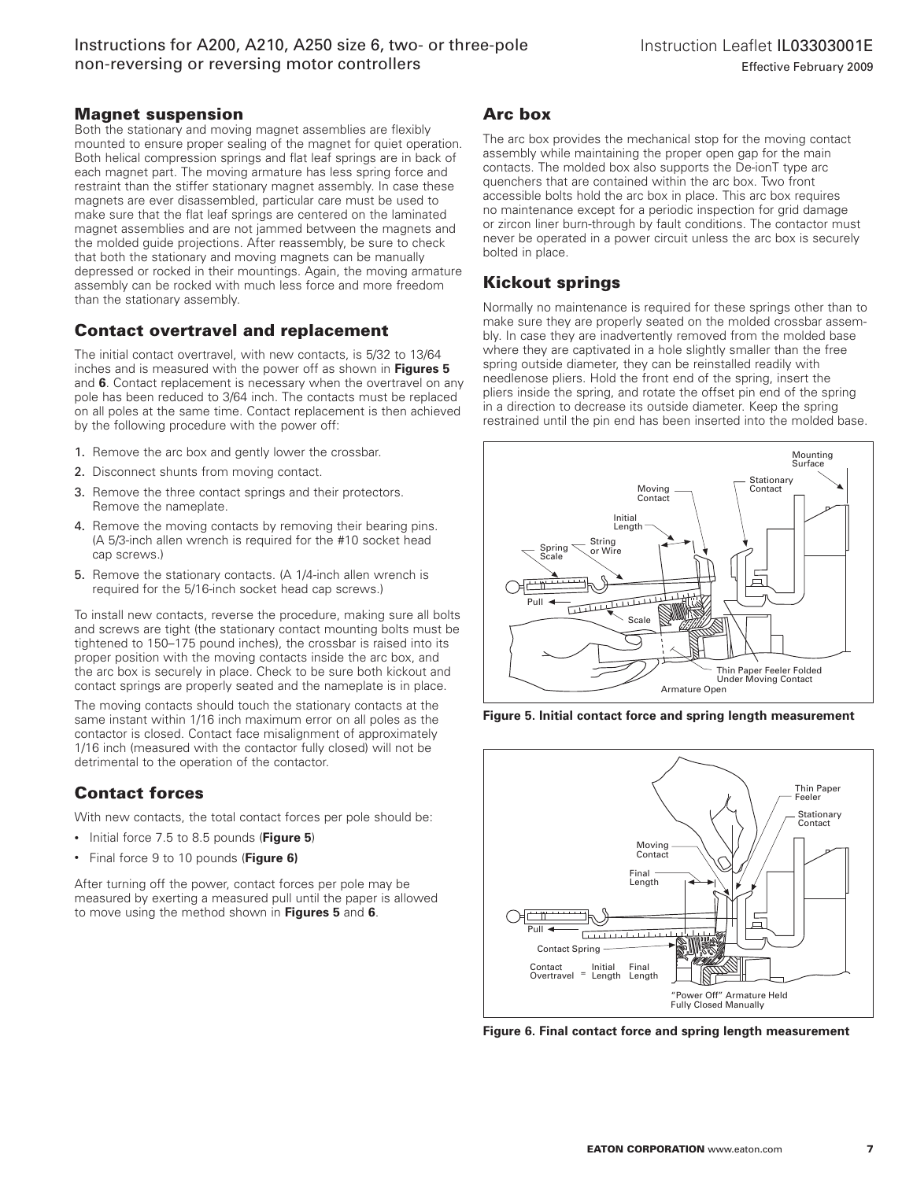## Magnet suspension

Both the stationary and moving magnet assemblies are flexibly mounted to ensure proper sealing of the magnet for quiet operation. Both helical compression springs and flat leaf springs are in back of each magnet part. The moving armature has less spring force and restraint than the stiffer stationary magnet assembly. In case these magnets are ever disassembled, particular care must be used to make sure that the flat leaf springs are centered on the laminated magnet assemblies and are not jammed between the magnets and the molded guide projections. After reassembly, be sure to check that both the stationary and moving magnets can be manually depressed or rocked in their mountings. Again, the moving armature assembly can be rocked with much less force and more freedom than the stationary assembly.

## Contact overtravel and replacement

The initial contact overtravel, with new contacts, is 5/32 to 13/64 inches and is measured with the power off as shown in **Figures 5** and **6**. Contact replacement is necessary when the overtravel on any pole has been reduced to 3/64 inch. The contacts must be replaced on all poles at the same time. Contact replacement is then achieved by the following procedure with the power off:

1. Remove the arc box and gently lower the crossbar.
2. Disconnect shunts from moving contact.
3. Remove the three contact springs and their protectors. Remove the nameplate.
4. Remove the moving contacts by removing their bearing pins. (A 5/3-inch allen wrench is required for the #10 socket head cap screws.)
5. Remove the stationary contacts. (A 1/4-inch allen wrench is required for the 5/16-inch socket head cap screws.)

To install new contacts, reverse the procedure, making sure all bolts and screws are tight (the stationary contact mounting bolts must be tightened to 150–175 pound inches), the crossbar is raised into its proper position with the moving contacts inside the arc box, and the arc box is securely in place. Check to be sure both kickout and contact springs are properly seated and the nameplate is in place.

The moving contacts should touch the stationary contacts at the same instant within 1/16 inch maximum error on all poles as the contactor is closed. Contact face misalignment of approximately 1/16 inch (measured with the contactor fully closed) will not be detrimental to the operation of the contactor.

## Contact forces

With new contacts, the total contact forces per pole should be:

- Initial force 7.5 to 8.5 pounds (**Figure 5**)
- Final force 9 to 10 pounds (**Figure 6)**

After turning off the power, contact forces per pole may be measured by exerting a measured pull until the paper is allowed to move using the method shown in **Figures 5** and **6**.

## Arc box

The arc box provides the mechanical stop for the moving contact assembly while maintaining the proper open gap for the main contacts. The molded box also supports the De-ionT type arc quenchers that are contained within the arc box. Two front accessible bolts hold the arc box in place. This arc box requires no maintenance except for a periodic inspection for grid damage or zircon liner burn-through by fault conditions. The contactor must never be operated in a power circuit unless the arc box is securely bolted in place.

## Kickout springs

Normally no maintenance is required for these springs other than to make sure they are properly seated on the molded crossbar assembly. In case they are inadvertently removed from the molded base where they are captivated in a hole slightly smaller than the free spring outside diameter, they can be reinstalled readily with needlenose pliers. Hold the front end of the spring, insert the pliers inside the spring, and rotate the offset pin end of the spring in a direction to decrease its outside diameter. Keep the spring restrained until the pin end has been inserted into the molded base.

**Figure 5. Initial contact force and spring length measurement**

**Figure 6. Final contact force and spring length measurement**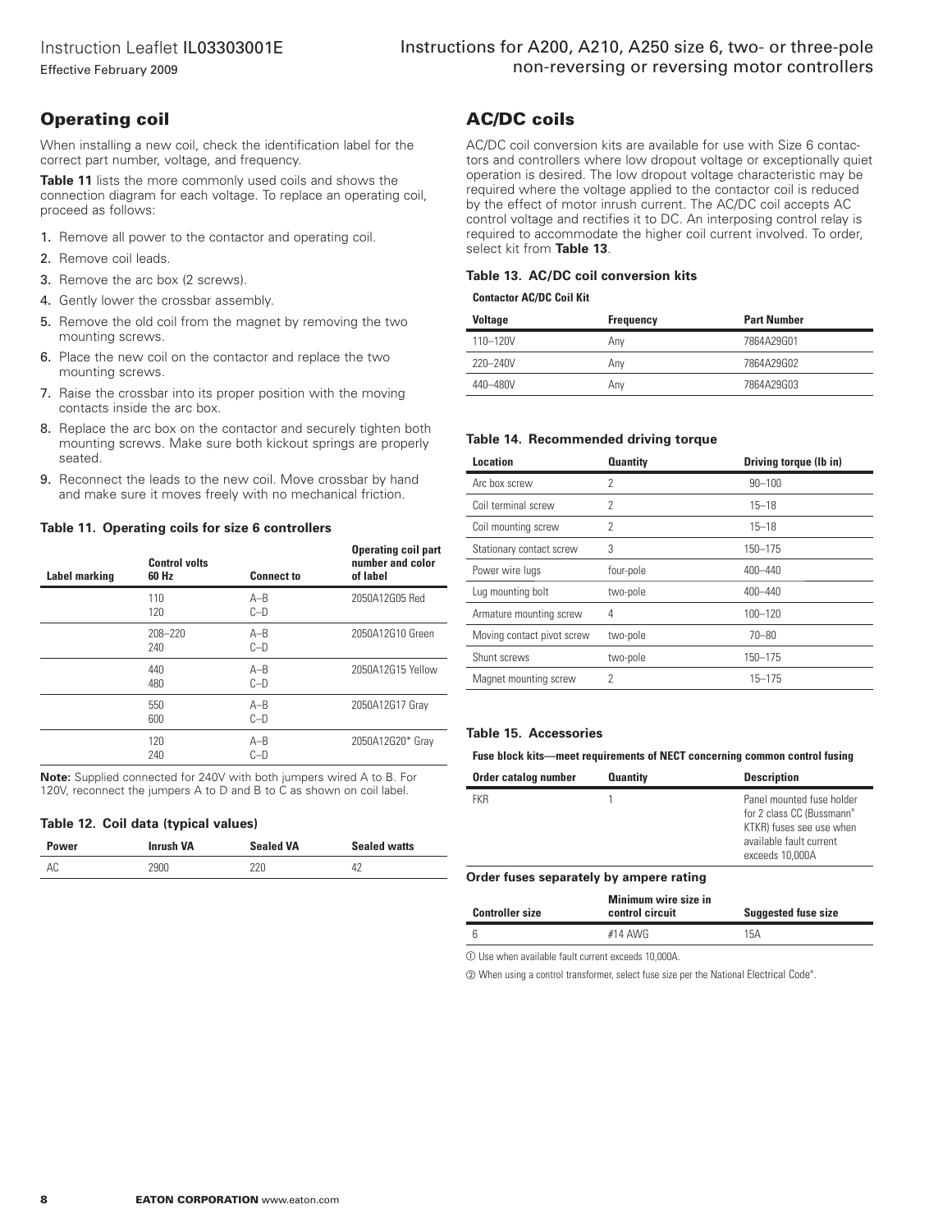## Operating coil

When installing a new coil, check the identification label for the correct part number, voltage, and frequency.

**Table 11** lists the more commonly used coils and shows the connection diagram for each voltage. To replace an operating coil, proceed as follows:

1. Remove all power to the contactor and operating coil.
2. Remove coil leads.
3. Remove the arc box (2 screws).
4. Gently lower the crossbar assembly.
5. Remove the old coil from the magnet by removing the two mounting screws.
6. Place the new coil on the contactor and replace the two mounting screws.
7. Raise the crossbar into its proper position with the moving contacts inside the arc box.
8. Replace the arc box on the contactor and securely tighten both mounting screws. Make sure both kickout springs are properly seated.
9. Reconnect the leads to the new coil. Move crossbar by hand and make sure it moves freely with no mechanical friction.

#### Table 11. Operating coils for size 6 controllers

| Label marking | Control volts 60 Hz | Connect to | Operating coil part number and color of label |
|---|---|---|---|
| | 110<br>120 | A–B<br>C–D | 2050A12G05 Red |
| | 208–220<br>240 | A–B<br>C–D | 2050A12G10 Green |
| | 440<br>480 | A–B<br>C–D | 2050A12G15 Yellow |
| | 550<br>600 | A–B<br>C–D | 2050A12G17 Gray |
| | 120<br>240 | A–B<br>C–D | 2050A12G20* Gray |

**Note:** Supplied connected for 240V with both jumpers wired A to B. For 120V, reconnect the jumpers A to D and B to C as shown on coil label.

#### Table 12. Coil data (typical values)

| Power | Inrush VA | Sealed VA | Sealed watts |
|---|---|---|---|
| AC | 2900 | 220 | 42 |

## AC/DC coils

AC/DC coil conversion kits are available for use with Size 6 contactors and controllers where low dropout voltage or exceptionally quiet operation is desired. The low dropout voltage characteristic may be required where the voltage applied to the contactor coil is reduced by the effect of motor inrush current. The AC/DC coil accepts AC control voltage and rectifies it to DC. An interposing control relay is required to accommodate the higher coil current involved. To order, select kit from **Table 13**.

#### Table 13. AC/DC coil conversion kits

**Contactor AC/DC Coil Kit**

| Voltage | Frequency | Part Number |
|---|---|---|
| 110–120V | Any | 7864A29G01 |
| 220–240V | Any | 7864A29G02 |
| 440–480V | Any | 7864A29G03 |

#### Table 14. Recommended driving torque

| Location | Quantity | Driving torque (lb in) |
|---|---|---|
| Arc box screw | 2 | 90–100 |
| Coil terminal screw | 2 | 15–18 |
| Coil mounting screw | 2 | 15–18 |
| Stationary contact screw | 3 | 150–175 |
| Power wire lugs | four-pole | 400–440 |
| Lug mounting bolt | two-pole | 400–440 |
| Armature mounting screw | 4 | 100–120 |
| Moving contact pivot screw | two-pole | 70–80 |
| Shunt screws | two-pole | 150–175 |
| Magnet mounting screw | 2 | 15–175 |

#### Table 15. Accessories

**Fuse block kits—meet requirements of NECT concerning common control fusing**

| Order catalog number | Quantity | Description |
|---|---|---|
| FKR | 1 | Panel mounted fuse holder for 2 class CC (Bussmann® KTKR) fuses see use when available fault current exceeds 10,000A |

**Order fuses separately by ampere rating**

| Controller size | Minimum wire size in control circuit | Suggested fuse size |
|---|---|---|
| 6 | #14 AWG | 15A |

① Use when available fault current exceeds 10,000A.

② When using a control transformer, select fuse size per the National Electrical Code®.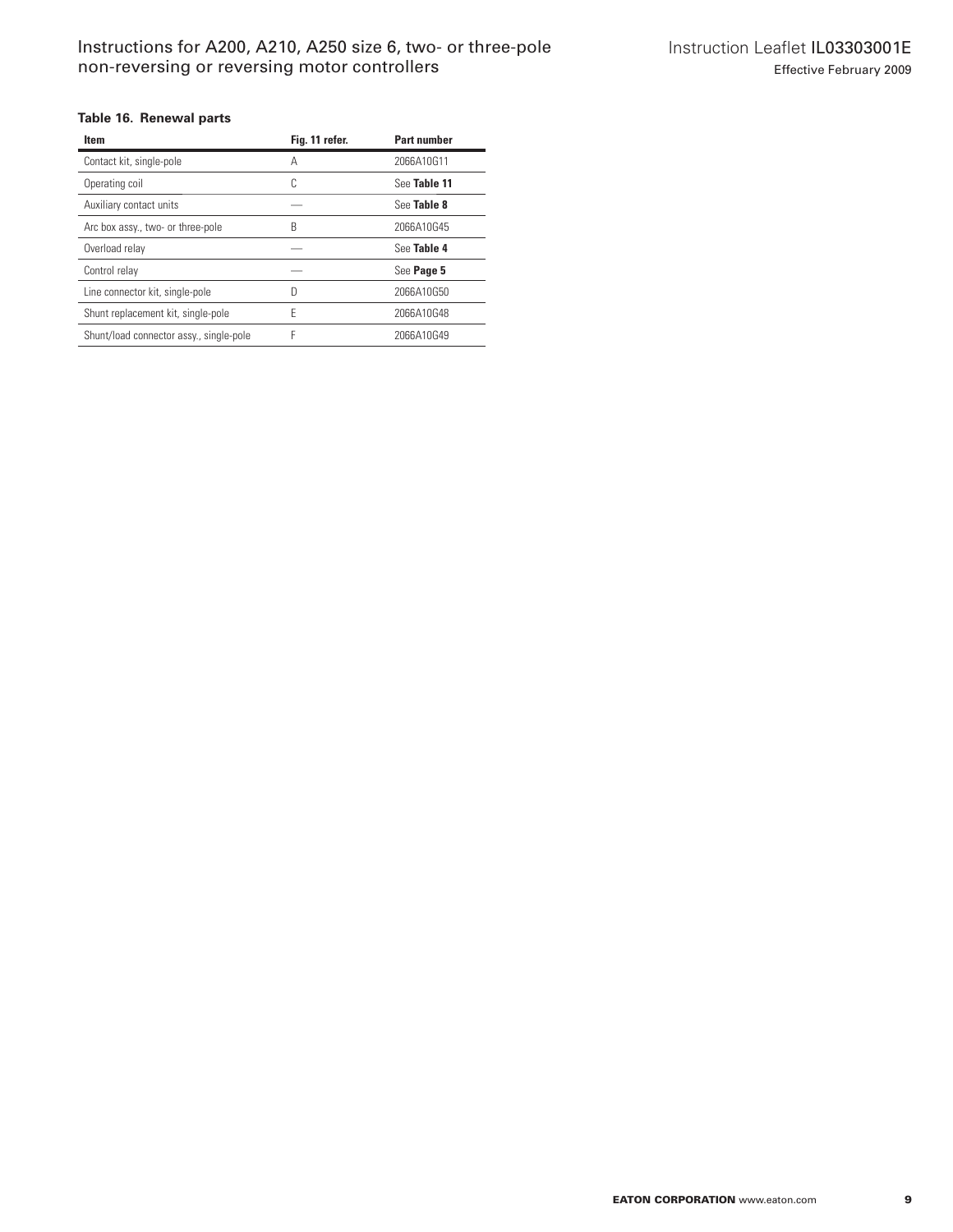**Table 16. Renewal parts**

| Item | Fig. 11 refer. | Part number |
| --- | --- | --- |
| Contact kit, single-pole | A | 2066A10G11 |
| Operating coil | C | See **Table 11** |
| Auxiliary contact units | — | See **Table 8** |
| Arc box assy., two- or three-pole | B | 2066A10G45 |
| Overload relay | — | See **Table 4** |
| Control relay | — | See **Page 5** |
| Line connector kit, single-pole | D | 2066A10G50 |
| Shunt replacement kit, single-pole | E | 2066A10G48 |
| Shunt/load connector assy., single-pole | F | 2066A10G49 |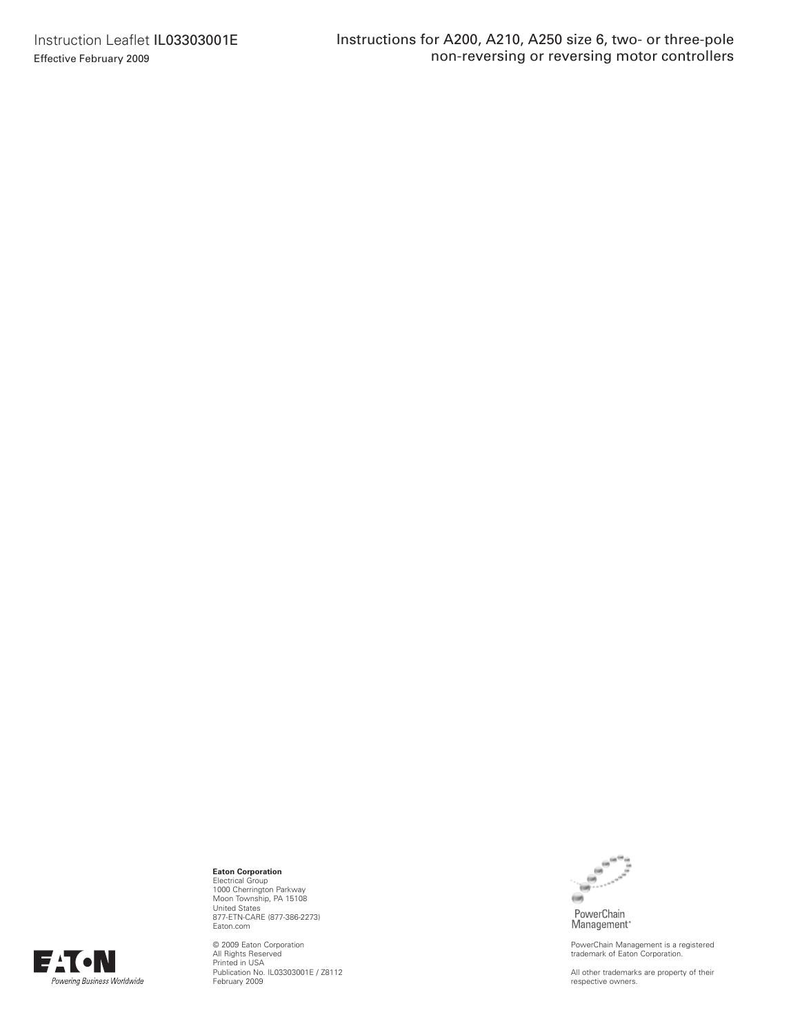**Eaton Corporation**
Electrical Group
1000 Cherrington Parkway
Moon Township, PA 15108
United States
877-ETN-CARE (877-386-2273)
Eaton.com

© 2009 Eaton Corporation
All Rights Reserved
Printed in USA
Publication No. IL03303001E / Z8112
February 2009

Powering Business Worldwide

PowerChain Management®

PowerChain Management is a registered trademark of Eaton Corporation.

All other trademarks are property of their respective owners.